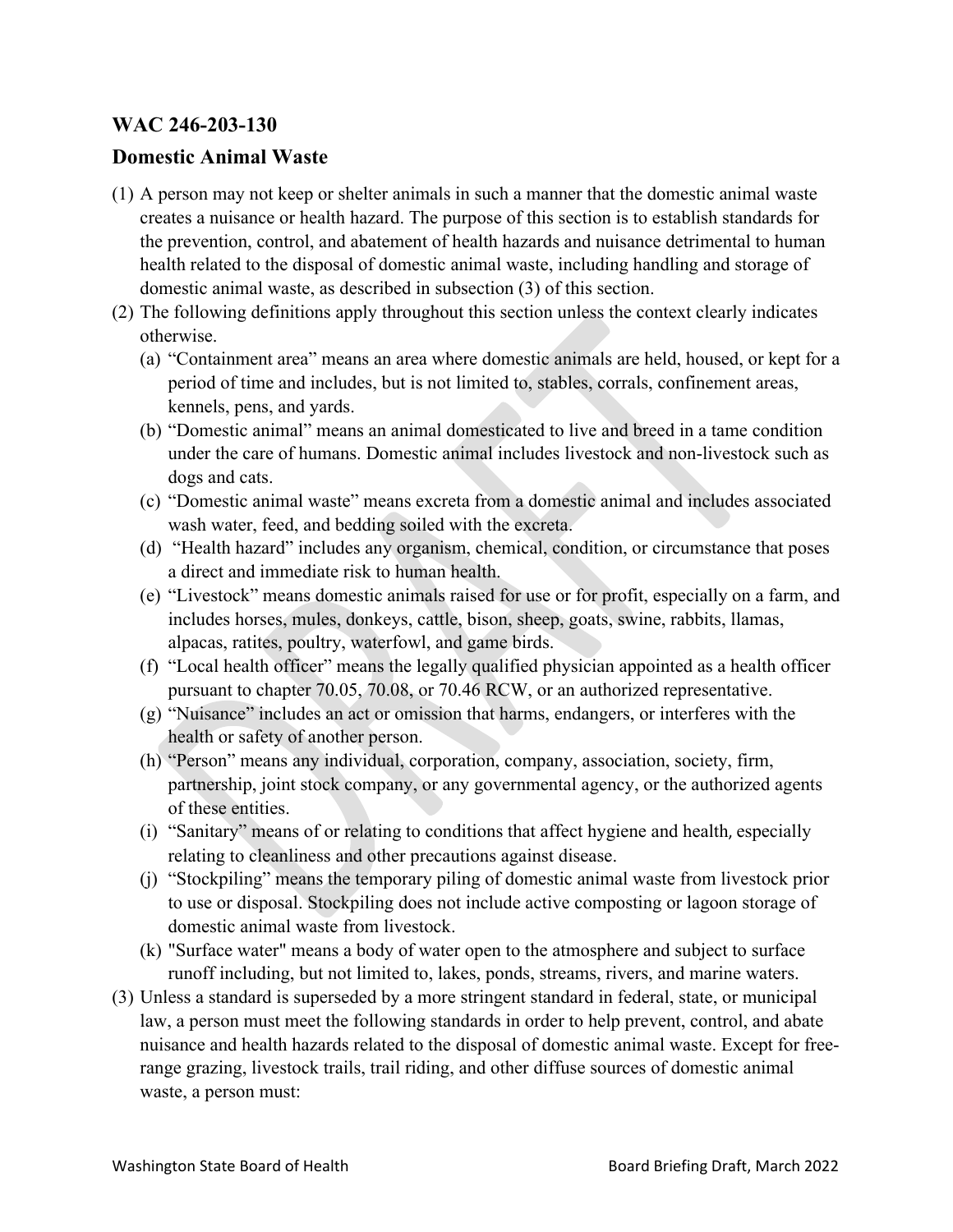## WAC 246-203-130

## Domestic Animal Waste

(1) A person may not keep or shelter animals in such a manner that the domestic animal waste creates a nuisance or health hazard. The purpose of this section is to establish standards for the prevention, control, and abatement of health hazards and nuisance detrimental to human health related to the disposal of domestic animal waste, including handling and storage of domestic animal waste, as described in subsection (3) of this section.

(2) The following definitions apply throughout this section unless the context clearly indicates otherwise.

   (a) "Containment area" means an area where domestic animals are held, housed, or kept for a period of time and includes, but is not limited to, stables, corrals, confinement areas, kennels, pens, and yards.

   (b) "Domestic animal" means an animal domesticated to live and breed in a tame condition under the care of humans. Domestic animal includes livestock and non-livestock such as dogs and cats.

   (c) "Domestic animal waste" means excreta from a domestic animal and includes associated wash water, feed, and bedding soiled with the excreta.

   (d) "Health hazard" includes any organism, chemical, condition, or circumstance that poses a direct and immediate risk to human health.

   (e) "Livestock" means domestic animals raised for use or for profit, especially on a farm, and includes horses, mules, donkeys, cattle, bison, sheep, goats, swine, rabbits, llamas, alpacas, ratites, poultry, waterfowl, and game birds.

   (f) "Local health officer" means the legally qualified physician appointed as a health officer pursuant to chapter 70.05, 70.08, or 70.46 RCW, or an authorized representative.

   (g) "Nuisance" includes an act or omission that harms, endangers, or interferes with the health or safety of another person.

   (h) "Person" means any individual, corporation, company, association, society, firm, partnership, joint stock company, or any governmental agency, or the authorized agents of these entities.

   (i) "Sanitary" means of or relating to conditions that affect hygiene and health, especially relating to cleanliness and other precautions against disease.

   (j) "Stockpiling" means the temporary piling of domestic animal waste from livestock prior to use or disposal. Stockpiling does not include active composting or lagoon storage of domestic animal waste from livestock.

   (k) "Surface water" means a body of water open to the atmosphere and subject to surface runoff including, but not limited to, lakes, ponds, streams, rivers, and marine waters.

(3) Unless a standard is superseded by a more stringent standard in federal, state, or municipal law, a person must meet the following standards in order to help prevent, control, and abate nuisance and health hazards related to the disposal of domestic animal waste. Except for free-range grazing, livestock trails, trail riding, and other diffuse sources of domestic animal waste, a person must: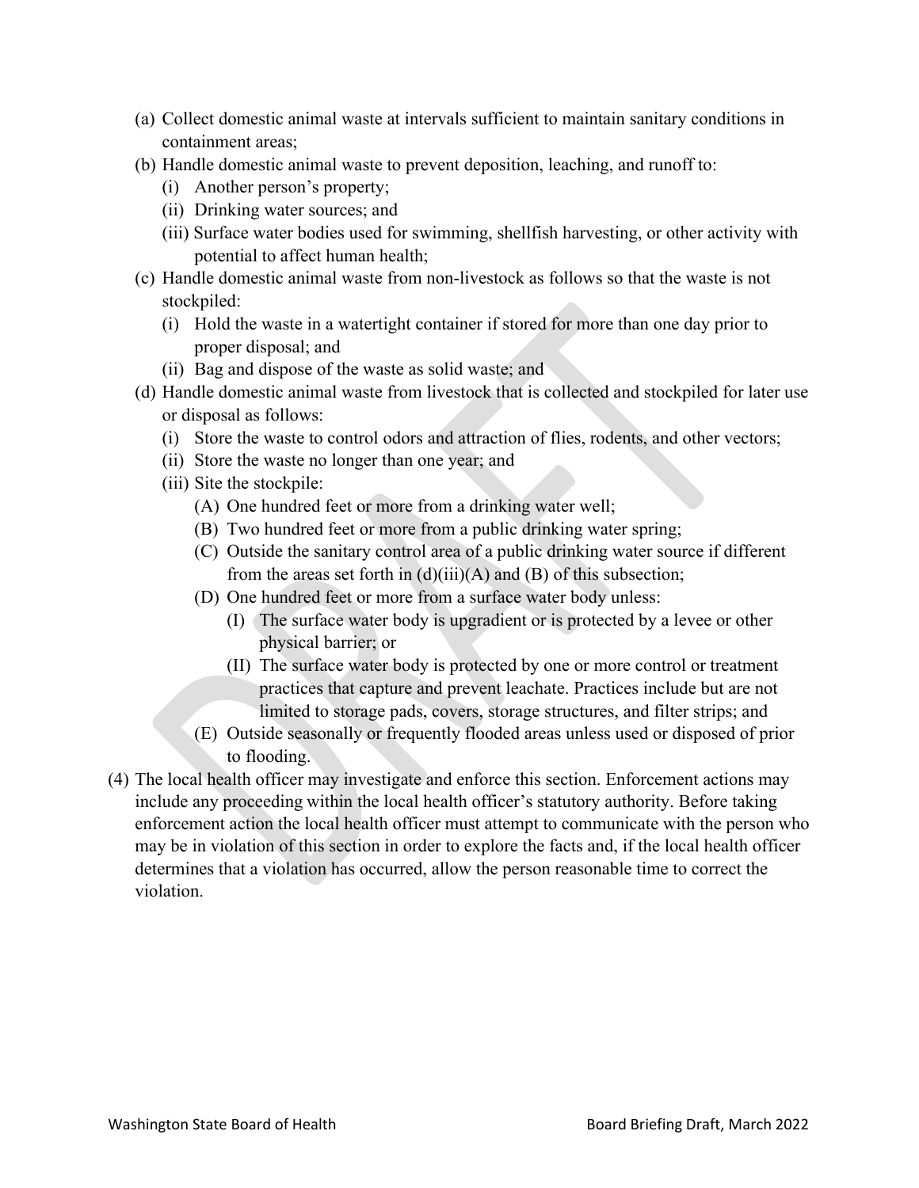(a) Collect domestic animal waste at intervals sufficient to maintain sanitary conditions in containment areas;

(b) Handle domestic animal waste to prevent deposition, leaching, and runoff to:

  (i) Another person's property;

  (ii) Drinking water sources; and

  (iii) Surface water bodies used for swimming, shellfish harvesting, or other activity with potential to affect human health;

(c) Handle domestic animal waste from non-livestock as follows so that the waste is not stockpiled:

  (i) Hold the waste in a watertight container if stored for more than one day prior to proper disposal; and

  (ii) Bag and dispose of the waste as solid waste; and

(d) Handle domestic animal waste from livestock that is collected and stockpiled for later use or disposal as follows:

  (i) Store the waste to control odors and attraction of flies, rodents, and other vectors;

  (ii) Store the waste no longer than one year; and

  (iii) Site the stockpile:

    (A) One hundred feet or more from a drinking water well;

    (B) Two hundred feet or more from a public drinking water spring;

    (C) Outside the sanitary control area of a public drinking water source if different from the areas set forth in (d)(iii)(A) and (B) of this subsection;

    (D) One hundred feet or more from a surface water body unless:

      (I) The surface water body is upgradient or is protected by a levee or other physical barrier; or

      (II) The surface water body is protected by one or more control or treatment practices that capture and prevent leachate. Practices include but are not limited to storage pads, covers, storage structures, and filter strips; and

    (E) Outside seasonally or frequently flooded areas unless used or disposed of prior to flooding.

(4) The local health officer may investigate and enforce this section. Enforcement actions may include any proceeding within the local health officer's statutory authority. Before taking enforcement action the local health officer must attempt to communicate with the person who may be in violation of this section in order to explore the facts and, if the local health officer determines that a violation has occurred, allow the person reasonable time to correct the violation.